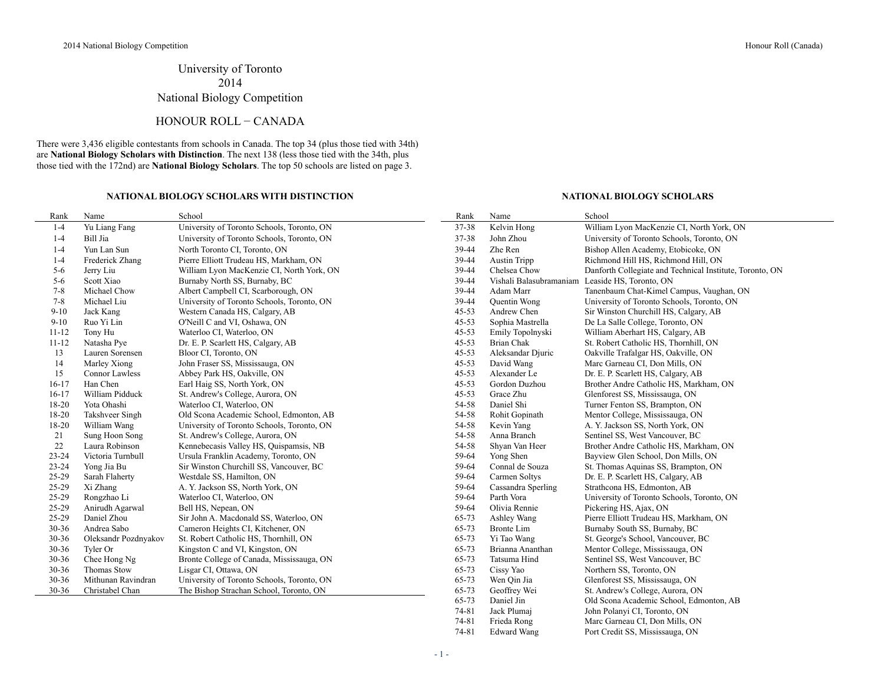# University of Toronto
# 2014
# National Biology Competition

## HONOUR ROLL − CANADA

There were 3,436 eligible contestants from schools in Canada. The top 34 (plus those tied with 34th) are **National Biology Scholars with Distinction**. The next 138 (less those tied with the 34th, plus those tied with the 172nd) are **National Biology Scholars**. The top 50 schools are listed on page 3.

### NATIONAL BIOLOGY SCHOLARS WITH DISTINCTION

| Rank | Name | School |
|---|---|---|
| 1-4 | Yu Liang Fang | University of Toronto Schools, Toronto, ON |
| 1-4 | Bill Jia | University of Toronto Schools, Toronto, ON |
| 1-4 | Yun Lan Sun | North Toronto CI, Toronto, ON |
| 1-4 | Frederick Zhang | Pierre Elliott Trudeau HS, Markham, ON |
| 5-6 | Jerry Liu | William Lyon MacKenzie CI, North York, ON |
| 5-6 | Scott Xiao | Burnaby North SS, Burnaby, BC |
| 7-8 | Michael Chow | Albert Campbell CI, Scarborough, ON |
| 7-8 | Michael Liu | University of Toronto Schools, Toronto, ON |
| 9-10 | Jack Kang | Western Canada HS, Calgary, AB |
| 9-10 | Ruo Yi Lin | O'Neill C and VI, Oshawa, ON |
| 11-12 | Tony Hu | Waterloo CI, Waterloo, ON |
| 11-12 | Natasha Pye | Dr. E. P. Scarlett HS, Calgary, AB |
| 13 | Lauren Sorensen | Bloor CI, Toronto, ON |
| 14 | Marley Xiong | John Fraser SS, Mississauga, ON |
| 15 | Connor Lawless | Abbey Park HS, Oakville, ON |
| 16-17 | Han Chen | Earl Haig SS, North York, ON |
| 16-17 | William Pidduck | St. Andrew's College, Aurora, ON |
| 18-20 | Yota Ohashi | Waterloo CI, Waterloo, ON |
| 18-20 | Takshveer Singh | Old Scona Academic School, Edmonton, AB |
| 18-20 | William Wang | University of Toronto Schools, Toronto, ON |
| 21 | Sung Hoon Song | St. Andrew's College, Aurora, ON |
| 22 | Laura Robinson | Kennebecasis Valley HS, Quispamsis, NB |
| 23-24 | Victoria Turnbull | Ursula Franklin Academy, Toronto, ON |
| 23-24 | Yong Jia Bu | Sir Winston Churchill SS, Vancouver, BC |
| 25-29 | Sarah Flaherty | Westdale SS, Hamilton, ON |
| 25-29 | Xi Zhang | A. Y. Jackson SS, North York, ON |
| 25-29 | Rongzhao Li | Waterloo CI, Waterloo, ON |
| 25-29 | Anirudh Agarwal | Bell HS, Nepean, ON |
| 25-29 | Daniel Zhou | Sir John A. Macdonald SS, Waterloo, ON |
| 30-36 | Andrea Sabo | Cameron Heights CI, Kitchener, ON |
| 30-36 | Oleksandr Pozdnyakov | St. Robert Catholic HS, Thornhill, ON |
| 30-36 | Tyler Or | Kingston C and VI, Kingston, ON |
| 30-36 | Chee Hong Ng | Bronte College of Canada, Mississauga, ON |
| 30-36 | Thomas Stow | Lisgar CI, Ottawa, ON |
| 30-36 | Mithunan Ravindran | University of Toronto Schools, Toronto, ON |
| 30-36 | Christabel Chan | The Bishop Strachan School, Toronto, ON |

### NATIONAL BIOLOGY SCHOLARS

| Rank | Name | School |
|---|---|---|
| 37-38 | Kelvin Hong | William Lyon MacKenzie CI, North York, ON |
| 37-38 | John Zhou | University of Toronto Schools, Toronto, ON |
| 39-44 | Zhe Ren | Bishop Allen Academy, Etobicoke, ON |
| 39-44 | Austin Tripp | Richmond Hill HS, Richmond Hill, ON |
| 39-44 | Chelsea Chow | Danforth Collegiate and Technical Institute, Toronto, ON |
| 39-44 | Vishali Balasubramaniam | Leaside HS, Toronto, ON |
| 39-44 | Adam Marr | Tanenbaum Chat-Kimel Campus, Vaughan, ON |
| 39-44 | Quentin Wong | University of Toronto Schools, Toronto, ON |
| 45-53 | Andrew Chen | Sir Winston Churchill HS, Calgary, AB |
| 45-53 | Sophia Mastrella | De La Salle College, Toronto, ON |
| 45-53 | Emily Topolnyski | William Aberhart HS, Calgary, AB |
| 45-53 | Brian Chak | St. Robert Catholic HS, Thornhill, ON |
| 45-53 | Aleksandar Djuric | Oakville Trafalgar HS, Oakville, ON |
| 45-53 | David Wang | Marc Garneau CI, Don Mills, ON |
| 45-53 | Alexander Le | Dr. E. P. Scarlett HS, Calgary, AB |
| 45-53 | Gordon Duzhou | Brother Andre Catholic HS, Markham, ON |
| 45-53 | Grace Zhu | Glenforest SS, Mississauga, ON |
| 54-58 | Daniel Shi | Turner Fenton SS, Brampton, ON |
| 54-58 | Rohit Gopinath | Mentor College, Mississauga, ON |
| 54-58 | Kevin Yang | A. Y. Jackson SS, North York, ON |
| 54-58 | Anna Branch | Sentinel SS, West Vancouver, BC |
| 54-58 | Shyan Van Heer | Brother Andre Catholic HS, Markham, ON |
| 59-64 | Yong Shen | Bayview Glen School, Don Mills, ON |
| 59-64 | Connal de Souza | St. Thomas Aquinas SS, Brampton, ON |
| 59-64 | Carmen Soltys | Dr. E. P. Scarlett HS, Calgary, AB |
| 59-64 | Cassandra Sperling | Strathcona HS, Edmonton, AB |
| 59-64 | Parth Vora | University of Toronto Schools, Toronto, ON |
| 59-64 | Olivia Rennie | Pickering HS, Ajax, ON |
| 65-73 | Ashley Wang | Pierre Elliott Trudeau HS, Markham, ON |
| 65-73 | Bronte Lim | Burnaby South SS, Burnaby, BC |
| 65-73 | Yi Tao Wang | St. George's School, Vancouver, BC |
| 65-73 | Brianna Ananthan | Mentor College, Mississauga, ON |
| 65-73 | Tatsuma Hind | Sentinel SS, West Vancouver, BC |
| 65-73 | Cissy Yao | Northern SS, Toronto, ON |
| 65-73 | Wen Qin Jia | Glenforest SS, Mississauga, ON |
| 65-73 | Geoffrey Wei | St. Andrew's College, Aurora, ON |
| 65-73 | Daniel Jin | Old Scona Academic School, Edmonton, AB |
| 74-81 | Jack Plumaj | John Polanyi CI, Toronto, ON |
| 74-81 | Frieda Rong | Marc Garneau CI, Don Mills, ON |
| 74-81 | Edward Wang | Port Credit SS, Mississauga, ON |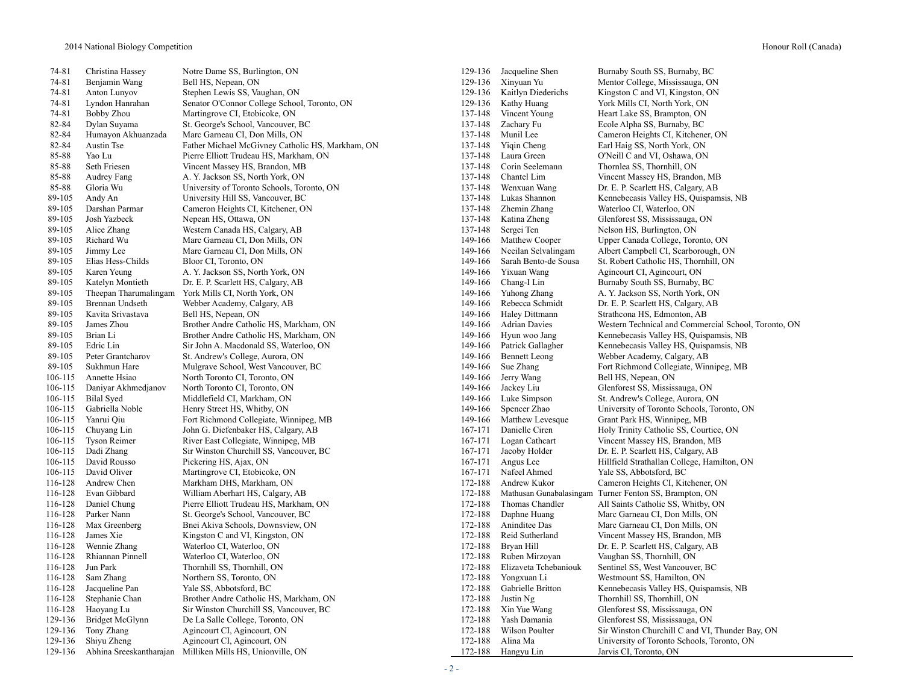| Rank | Name | School |
|---|---|---|
| 74-81 | Christina Hassey | Notre Dame SS, Burlington, ON |
| 74-81 | Benjamin Wang | Bell HS, Nepean, ON |
| 74-81 | Anton Lunyov | Stephen Lewis SS, Vaughan, ON |
| 74-81 | Lyndon Hanrahan | Senator O'Connor College School, Toronto, ON |
| 74-81 | Bobby Zhou | Martingrove CI, Etobicoke, ON |
| 82-84 | Dylan Suyama | St. George's School, Vancouver, BC |
| 82-84 | Humayon Akhuanzada | Marc Garneau CI, Don Mills, ON |
| 82-84 | Austin Tse | Father Michael McGivney Catholic HS, Markham, ON |
| 85-88 | Yao Lu | Pierre Elliott Trudeau HS, Markham, ON |
| 85-88 | Seth Friesen | Vincent Massey HS, Brandon, MB |
| 85-88 | Audrey Fang | A. Y. Jackson SS, North York, ON |
| 85-88 | Gloria Wu | University of Toronto Schools, Toronto, ON |
| 89-105 | Andy An | University Hill SS, Vancouver, BC |
| 89-105 | Darshan Parmar | Cameron Heights CI, Kitchener, ON |
| 89-105 | Josh Yazbeck | Nepean HS, Ottawa, ON |
| 89-105 | Alice Zhang | Western Canada HS, Calgary, AB |
| 89-105 | Richard Wu | Marc Garneau CI, Don Mills, ON |
| 89-105 | Jimmy Lee | Marc Garneau CI, Don Mills, ON |
| 89-105 | Elias Hess-Childs | Bloor CI, Toronto, ON |
| 89-105 | Karen Yeung | A. Y. Jackson SS, North York, ON |
| 89-105 | Katelyn Montieth | Dr. E. P. Scarlett HS, Calgary, AB |
| 89-105 | Theepan Tharumalingam | York Mills CI, North York, ON |
| 89-105 | Brennan Undseth | Webber Academy, Calgary, AB |
| 89-105 | Kavita Srivastava | Bell HS, Nepean, ON |
| 89-105 | James Zhou | Brother Andre Catholic HS, Markham, ON |
| 89-105 | Brian Li | Brother Andre Catholic HS, Markham, ON |
| 89-105 | Edric Lin | Sir John A. Macdonald SS, Waterloo, ON |
| 89-105 | Peter Grantcharov | St. Andrew's College, Aurora, ON |
| 89-105 | Sukhmun Hare | Mulgrave School, West Vancouver, BC |
| 106-115 | Annette Hsiao | North Toronto CI, Toronto, ON |
| 106-115 | Daniyar Akhmedjanov | North Toronto CI, Toronto, ON |
| 106-115 | Bilal Syed | Middlefield CI, Markham, ON |
| 106-115 | Gabriella Noble | Henry Street HS, Whitby, ON |
| 106-115 | Yanrui Qiu | Fort Richmond Collegiate, Winnipeg, MB |
| 106-115 | Chuyang Lin | John G. Diefenbaker HS, Calgary, AB |
| 106-115 | Tyson Reimer | River East Collegiate, Winnipeg, MB |
| 106-115 | Dadi Zhang | Sir Winston Churchill SS, Vancouver, BC |
| 106-115 | David Rousso | Pickering HS, Ajax, ON |
| 106-115 | David Oliver | Martingrove CI, Etobicoke, ON |
| 116-128 | Andrew Chen | Markham DHS, Markham, ON |
| 116-128 | Evan Gibbard | William Aberhart HS, Calgary, AB |
| 116-128 | Daniel Chung | Pierre Elliott Trudeau HS, Markham, ON |
| 116-128 | Parker Nann | St. George's School, Vancouver, BC |
| 116-128 | Max Greenberg | Bnei Akiva Schools, Downsview, ON |
| 116-128 | James Xie | Kingston C and VI, Kingston, ON |
| 116-128 | Wennie Zhang | Waterloo CI, Waterloo, ON |
| 116-128 | Rhiannan Pinnell | Waterloo CI, Waterloo, ON |
| 116-128 | Jun Park | Thornhill SS, Thornhill, ON |
| 116-128 | Sam Zhang | Northern SS, Toronto, ON |
| 116-128 | Jacqueline Pan | Yale SS, Abbotsford, BC |
| 116-128 | Stephanie Chan | Brother Andre Catholic HS, Markham, ON |
| 116-128 | Haoyang Lu | Sir Winston Churchill SS, Vancouver, BC |
| 129-136 | Bridget McGlynn | De La Salle College, Toronto, ON |
| 129-136 | Tony Zhang | Agincourt CI, Agincourt, ON |
| 129-136 | Shiyu Zheng | Agincourt CI, Agincourt, ON |
| 129-136 | Abhina Sreeskantharajan | Milliken Mills HS, Unionville, ON |
| 129-136 | Jacqueline Shen | Burnaby South SS, Burnaby, BC |
| 129-136 | Xinyuan Yu | Mentor College, Mississauga, ON |
| 129-136 | Kaitlyn Diederichs | Kingston C and VI, Kingston, ON |
| 129-136 | Kathy Huang | York Mills CI, North York, ON |
| 137-148 | Vincent Young | Heart Lake SS, Brampton, ON |
| 137-148 | Zachary Fu | Ecole Alpha SS, Burnaby, BC |
| 137-148 | Munil Lee | Cameron Heights CI, Kitchener, ON |
| 137-148 | Yiqin Cheng | Earl Haig SS, North York, ON |
| 137-148 | Laura Green | O'Neill C and VI, Oshawa, ON |
| 137-148 | Corin Seelemann | Thornlea SS, Thornhill, ON |
| 137-148 | Chantel Lim | Vincent Massey HS, Brandon, MB |
| 137-148 | Wenxuan Wang | Dr. E. P. Scarlett HS, Calgary, AB |
| 137-148 | Lukas Shannon | Kennebecasis Valley HS, Quispamsis, NB |
| 137-148 | Zhemin Zhang | Waterloo CI, Waterloo, ON |
| 137-148 | Katina Zheng | Glenforest SS, Mississauga, ON |
| 137-148 | Sergei Ten | Nelson HS, Burlington, ON |
| 149-166 | Matthew Cooper | Upper Canada College, Toronto, ON |
| 149-166 | Neeilan Selvalingam | Albert Campbell CI, Scarborough, ON |
| 149-166 | Sarah Bento-de Sousa | St. Robert Catholic HS, Thornhill, ON |
| 149-166 | Yixuan Wang | Agincourt CI, Agincourt, ON |
| 149-166 | Chang-I Lin | Burnaby South SS, Burnaby, BC |
| 149-166 | Yuhong Zhang | A. Y. Jackson SS, North York, ON |
| 149-166 | Rebecca Schmidt | Dr. E. P. Scarlett HS, Calgary, AB |
| 149-166 | Haley Dittmann | Strathcona HS, Edmonton, AB |
| 149-166 | Adrian Davies | Western Technical and Commercial School, Toronto, ON |
| 149-166 | Hyun woo Jang | Kennebecasis Valley HS, Quispamsis, NB |
| 149-166 | Patrick Gallagher | Kennebecasis Valley HS, Quispamsis, NB |
| 149-166 | Bennett Leong | Webber Academy, Calgary, AB |
| 149-166 | Sue Zhang | Fort Richmond Collegiate, Winnipeg, MB |
| 149-166 | Jerry Wang | Bell HS, Nepean, ON |
| 149-166 | Jackey Liu | Glenforest SS, Mississauga, ON |
| 149-166 | Luke Simpson | St. Andrew's College, Aurora, ON |
| 149-166 | Spencer Zhao | University of Toronto Schools, Toronto, ON |
| 149-166 | Matthew Levesque | Grant Park HS, Winnipeg, MB |
| 167-171 | Danielle Ciren | Holy Trinity Catholic SS, Courtice, ON |
| 167-171 | Logan Cathcart | Vincent Massey HS, Brandon, MB |
| 167-171 | Jacoby Holder | Dr. E. P. Scarlett HS, Calgary, AB |
| 167-171 | Angus Lee | Hillfield Strathallan College, Hamilton, ON |
| 167-171 | Nafeel Ahmed | Yale SS, Abbotsford, BC |
| 172-188 | Andrew Kukor | Cameron Heights CI, Kitchener, ON |
| 172-188 | Mathusan Gunabalasingam | Turner Fenton SS, Brampton, ON |
| 172-188 | Thomas Chandler | All Saints Catholic SS, Whitby, ON |
| 172-188 | Daphne Huang | Marc Garneau CI, Don Mills, ON |
| 172-188 | Aninditee Das | Marc Garneau CI, Don Mills, ON |
| 172-188 | Reid Sutherland | Vincent Massey HS, Brandon, MB |
| 172-188 | Bryan Hill | Dr. E. P. Scarlett HS, Calgary, AB |
| 172-188 | Ruben Mirzoyan | Vaughan SS, Thornhill, ON |
| 172-188 | Elizaveta Tchebaniouk | Sentinel SS, West Vancouver, BC |
| 172-188 | Yongxuan Li | Westmount SS, Hamilton, ON |
| 172-188 | Gabrielle Britton | Kennebecasis Valley HS, Quispamsis, NB |
| 172-188 | Justin Ng | Thornhill SS, Thornhill, ON |
| 172-188 | Xin Yue Wang | Glenforest SS, Mississauga, ON |
| 172-188 | Yash Damania | Glenforest SS, Mississauga, ON |
| 172-188 | Wilson Poulter | Sir Winston Churchill C and VI, Thunder Bay, ON |
| 172-188 | Alina Ma | University of Toronto Schools, Toronto, ON |
| 172-188 | Hangyu Lin | Jarvis CI, Toronto, ON |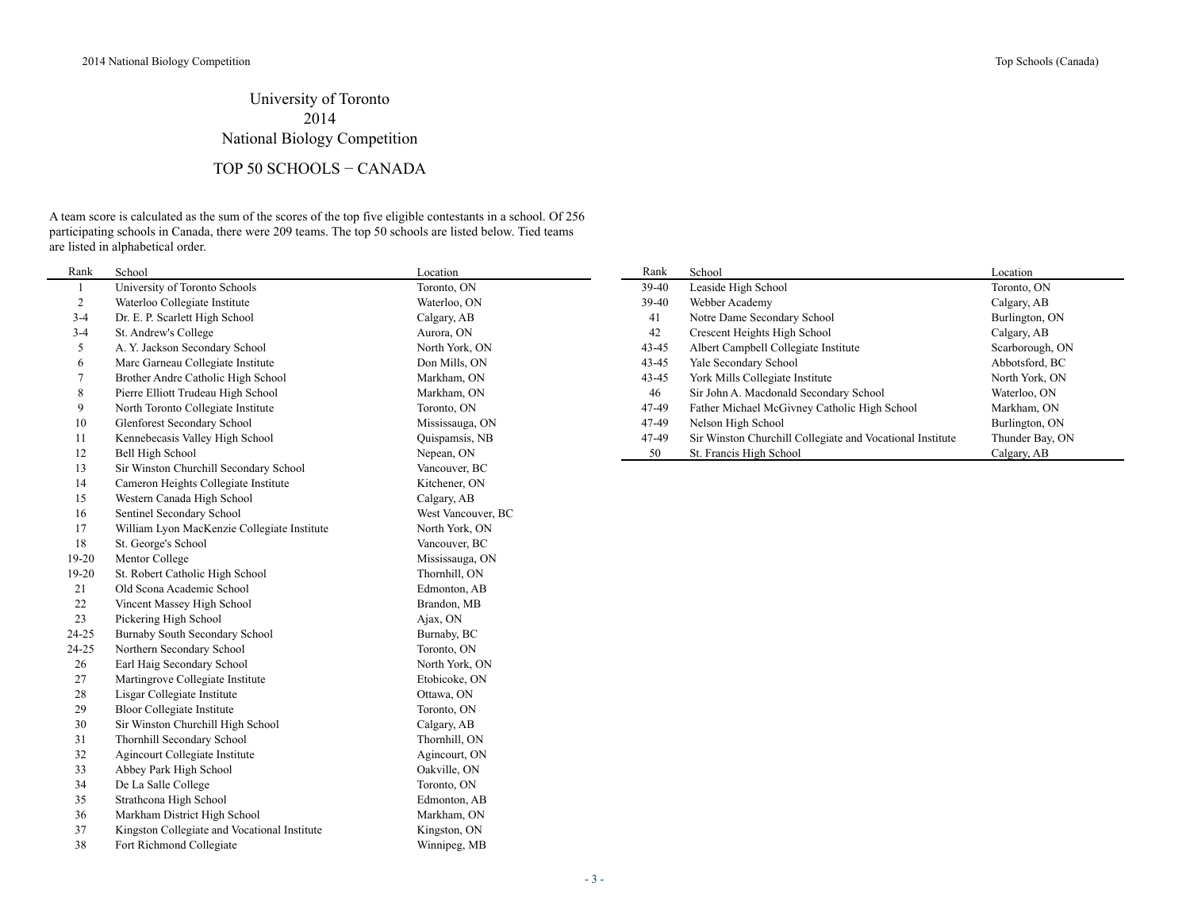# University of Toronto
# 2014
# National Biology Competition

## TOP 50 SCHOOLS − CANADA

A team score is calculated as the sum of the scores of the top five eligible contestants in a school. Of 256 participating schools in Canada, there were 209 teams. The top 50 schools are listed below. Tied teams are listed in alphabetical order.

| Rank | School | Location |
|---|---|---|
| 1 | University of Toronto Schools | Toronto, ON |
| 2 | Waterloo Collegiate Institute | Waterloo, ON |
| 3-4 | Dr. E. P. Scarlett High School | Calgary, AB |
| 3-4 | St. Andrew's College | Aurora, ON |
| 5 | A. Y. Jackson Secondary School | North York, ON |
| 6 | Marc Garneau Collegiate Institute | Don Mills, ON |
| 7 | Brother Andre Catholic High School | Markham, ON |
| 8 | Pierre Elliott Trudeau High School | Markham, ON |
| 9 | North Toronto Collegiate Institute | Toronto, ON |
| 10 | Glenforest Secondary School | Mississauga, ON |
| 11 | Kennebecasis Valley High School | Quispamsis, NB |
| 12 | Bell High School | Nepean, ON |
| 13 | Sir Winston Churchill Secondary School | Vancouver, BC |
| 14 | Cameron Heights Collegiate Institute | Kitchener, ON |
| 15 | Western Canada High School | Calgary, AB |
| 16 | Sentinel Secondary School | West Vancouver, BC |
| 17 | William Lyon MacKenzie Collegiate Institute | North York, ON |
| 18 | St. George's School | Vancouver, BC |
| 19-20 | Mentor College | Mississauga, ON |
| 19-20 | St. Robert Catholic High School | Thornhill, ON |
| 21 | Old Scona Academic School | Edmonton, AB |
| 22 | Vincent Massey High School | Brandon, MB |
| 23 | Pickering High School | Ajax, ON |
| 24-25 | Burnaby South Secondary School | Burnaby, BC |
| 24-25 | Northern Secondary School | Toronto, ON |
| 26 | Earl Haig Secondary School | North York, ON |
| 27 | Martingrove Collegiate Institute | Etobicoke, ON |
| 28 | Lisgar Collegiate Institute | Ottawa, ON |
| 29 | Bloor Collegiate Institute | Toronto, ON |
| 30 | Sir Winston Churchill High School | Calgary, AB |
| 31 | Thornhill Secondary School | Thornhill, ON |
| 32 | Agincourt Collegiate Institute | Agincourt, ON |
| 33 | Abbey Park High School | Oakville, ON |
| 34 | De La Salle College | Toronto, ON |
| 35 | Strathcona High School | Edmonton, AB |
| 36 | Markham District High School | Markham, ON |
| 37 | Kingston Collegiate and Vocational Institute | Kingston, ON |
| 38 | Fort Richmond Collegiate | Winnipeg, MB |
| 39-40 | Leaside High School | Toronto, ON |
| 39-40 | Webber Academy | Calgary, AB |
| 41 | Notre Dame Secondary School | Burlington, ON |
| 42 | Crescent Heights High School | Calgary, AB |
| 43-45 | Albert Campbell Collegiate Institute | Scarborough, ON |
| 43-45 | Yale Secondary School | Abbotsford, BC |
| 43-45 | York Mills Collegiate Institute | North York, ON |
| 46 | Sir John A. Macdonald Secondary School | Waterloo, ON |
| 47-49 | Father Michael McGivney Catholic High School | Markham, ON |
| 47-49 | Nelson High School | Burlington, ON |
| 47-49 | Sir Winston Churchill Collegiate and Vocational Institute | Thunder Bay, ON |
| 50 | St. Francis High School | Calgary, AB |